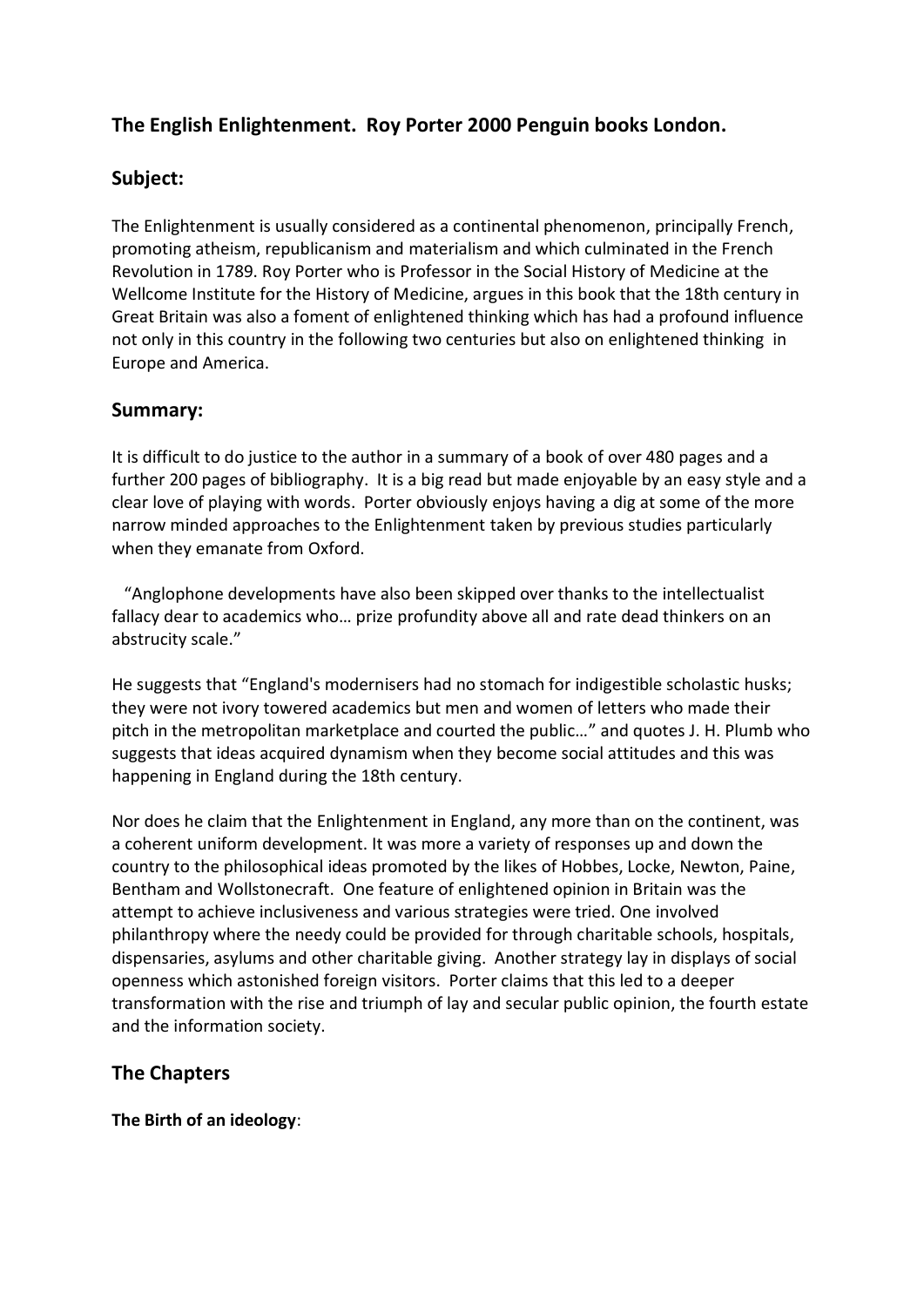## The English Enlightenment. Roy Porter 2000 Penguin books London.

## Subject:

The Enlightenment is usually considered as a continental phenomenon, principally French, promoting atheism, republicanism and materialism and which culminated in the French Revolution in 1789. Roy Porter who is Professor in the Social History of Medicine at the Wellcome Institute for the History of Medicine, argues in this book that the 18th century in Great Britain was also a foment of enlightened thinking which has had a profound influence not only in this country in the following two centuries but also on enlightened thinking in Europe and America.

## Summary:

It is difficult to do justice to the author in a summary of a book of over 480 pages and a further 200 pages of bibliography. It is a big read but made enjoyable by an easy style and a clear love of playing with words. Porter obviously enjoys having a dig at some of the more narrow minded approaches to the Enlightenment taken by previous studies particularly when they emanate from Oxford.

"Anglophone developments have also been skipped over thanks to the intellectualist fallacy dear to academics who… prize profundity above all and rate dead thinkers on an abstrucity scale."

He suggests that "England's modernisers had no stomach for indigestible scholastic husks; they were not ivory towered academics but men and women of letters who made their pitch in the metropolitan marketplace and courted the public…" and quotes J. H. Plumb who suggests that ideas acquired dynamism when they become social attitudes and this was happening in England during the 18th century.

Nor does he claim that the Enlightenment in England, any more than on the continent, was a coherent uniform development. It was more a variety of responses up and down the country to the philosophical ideas promoted by the likes of Hobbes, Locke, Newton, Paine, Bentham and Wollstonecraft. One feature of enlightened opinion in Britain was the attempt to achieve inclusiveness and various strategies were tried. One involved philanthropy where the needy could be provided for through charitable schools, hospitals, dispensaries, asylums and other charitable giving. Another strategy lay in displays of social openness which astonished foreign visitors. Porter claims that this led to a deeper transformation with the rise and triumph of lay and secular public opinion, the fourth estate and the information society.

## The Chapters

**The Birth of an ideology**: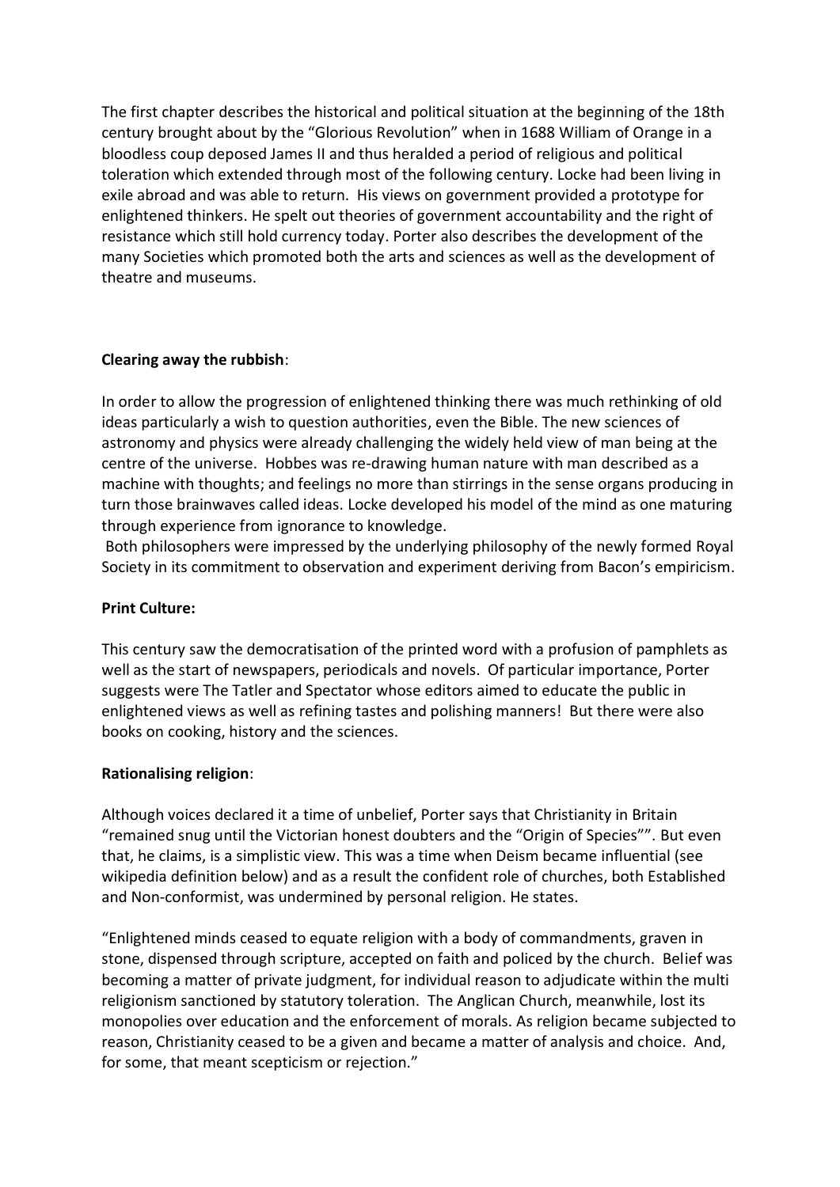The first chapter describes the historical and political situation at the beginning of the 18th century brought about by the "Glorious Revolution" when in 1688 William of Orange in a bloodless coup deposed James II and thus heralded a period of religious and political toleration which extended through most of the following century. Locke had been living in exile abroad and was able to return. His views on government provided a prototype for enlightened thinkers. He spelt out theories of government accountability and the right of resistance which still hold currency today. Porter also describes the development of the many Societies which promoted both the arts and sciences as well as the development of theatre and museums.

**Clearing away the rubbish**:

In order to allow the progression of enlightened thinking there was much rethinking of old ideas particularly a wish to question authorities, even the Bible. The new sciences of astronomy and physics were already challenging the widely held view of man being at the centre of the universe. Hobbes was re-drawing human nature with man described as a machine with thoughts; and feelings no more than stirrings in the sense organs producing in turn those brainwaves called ideas. Locke developed his model of the mind as one maturing through experience from ignorance to knowledge.

Both philosophers were impressed by the underlying philosophy of the newly formed Royal Society in its commitment to observation and experiment deriving from Bacon's empiricism.

**Print Culture:**

This century saw the democratisation of the printed word with a profusion of pamphlets as well as the start of newspapers, periodicals and novels. Of particular importance, Porter suggests were The Tatler and Spectator whose editors aimed to educate the public in enlightened views as well as refining tastes and polishing manners! But there were also books on cooking, history and the sciences.

**Rationalising religion**:

Although voices declared it a time of unbelief, Porter says that Christianity in Britain "remained snug until the Victorian honest doubters and the "Origin of Species"". But even that, he claims, is a simplistic view. This was a time when Deism became influential (see wikipedia definition below) and as a result the confident role of churches, both Established and Non-conformist, was undermined by personal religion. He states.

"Enlightened minds ceased to equate religion with a body of commandments, graven in stone, dispensed through scripture, accepted on faith and policed by the church. Belief was becoming a matter of private judgment, for individual reason to adjudicate within the multi religionism sanctioned by statutory toleration. The Anglican Church, meanwhile, lost its monopolies over education and the enforcement of morals. As religion became subjected to reason, Christianity ceased to be a given and became a matter of analysis and choice. And, for some, that meant scepticism or rejection."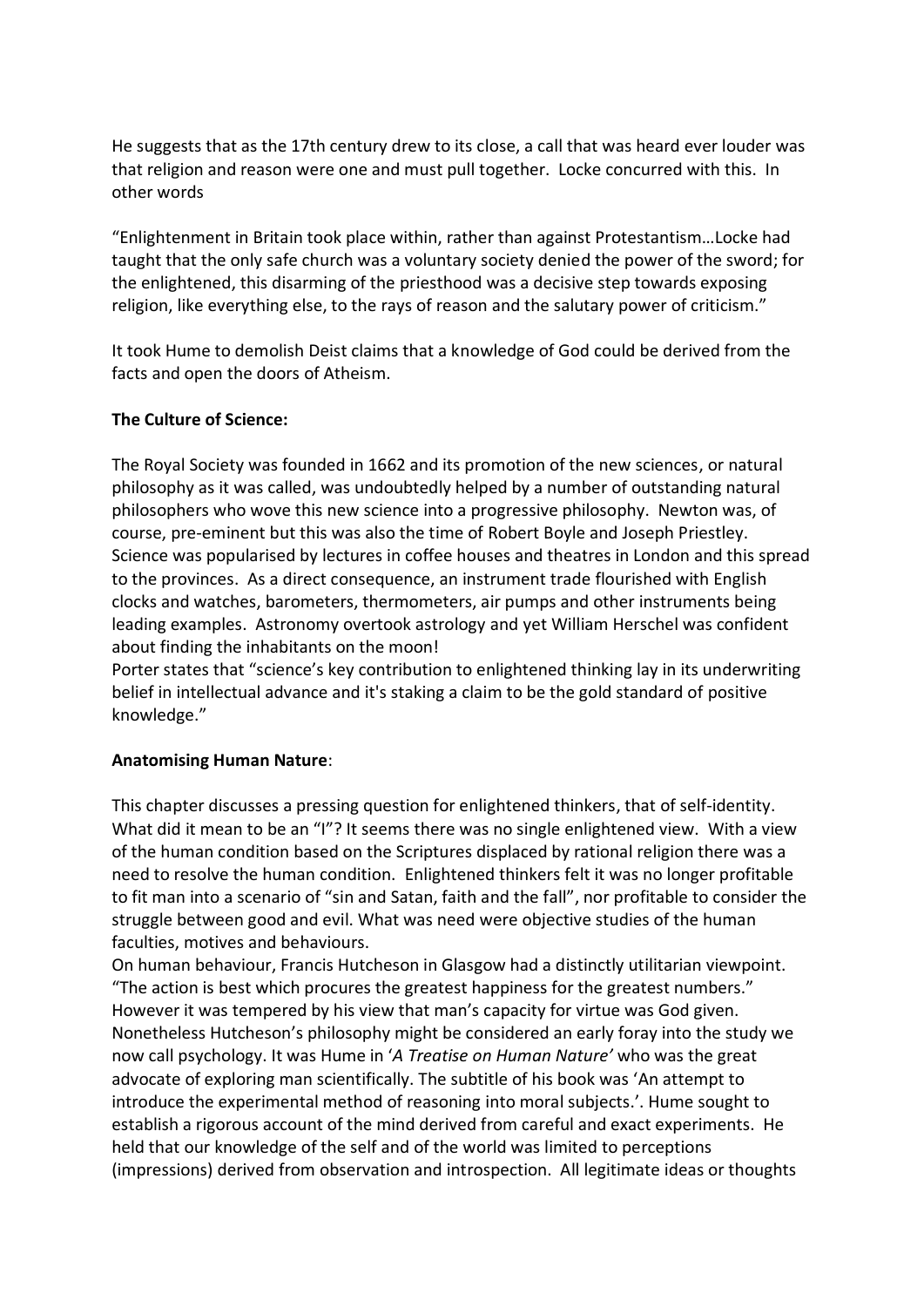He suggests that as the 17th century drew to its close, a call that was heard ever louder was that religion and reason were one and must pull together. Locke concurred with this. In other words

"Enlightenment in Britain took place within, rather than against Protestantism…Locke had taught that the only safe church was a voluntary society denied the power of the sword; for the enlightened, this disarming of the priesthood was a decisive step towards exposing religion, like everything else, to the rays of reason and the salutary power of criticism."

It took Hume to demolish Deist claims that a knowledge of God could be derived from the facts and open the doors of Atheism.

**The Culture of Science:**

The Royal Society was founded in 1662 and its promotion of the new sciences, or natural philosophy as it was called, was undoubtedly helped by a number of outstanding natural philosophers who wove this new science into a progressive philosophy. Newton was, of course, pre-eminent but this was also the time of Robert Boyle and Joseph Priestley. Science was popularised by lectures in coffee houses and theatres in London and this spread to the provinces. As a direct consequence, an instrument trade flourished with English clocks and watches, barometers, thermometers, air pumps and other instruments being leading examples. Astronomy overtook astrology and yet William Herschel was confident about finding the inhabitants on the moon!
Porter states that "science's key contribution to enlightened thinking lay in its underwriting belief in intellectual advance and it's staking a claim to be the gold standard of positive knowledge."

**Anatomising Human Nature**:

This chapter discusses a pressing question for enlightened thinkers, that of self-identity. What did it mean to be an "I"? It seems there was no single enlightened view. With a view of the human condition based on the Scriptures displaced by rational religion there was a need to resolve the human condition. Enlightened thinkers felt it was no longer profitable to fit man into a scenario of "sin and Satan, faith and the fall", nor profitable to consider the struggle between good and evil. What was need were objective studies of the human faculties, motives and behaviours.
On human behaviour, Francis Hutcheson in Glasgow had a distinctly utilitarian viewpoint. "The action is best which procures the greatest happiness for the greatest numbers." However it was tempered by his view that man's capacity for virtue was God given. Nonetheless Hutcheson's philosophy might be considered an early foray into the study we now call psychology. It was Hume in '*A Treatise on Human Nature*' who was the great advocate of exploring man scientifically. The subtitle of his book was 'An attempt to introduce the experimental method of reasoning into moral subjects.'. Hume sought to establish a rigorous account of the mind derived from careful and exact experiments. He held that our knowledge of the self and of the world was limited to perceptions (impressions) derived from observation and introspection. All legitimate ideas or thoughts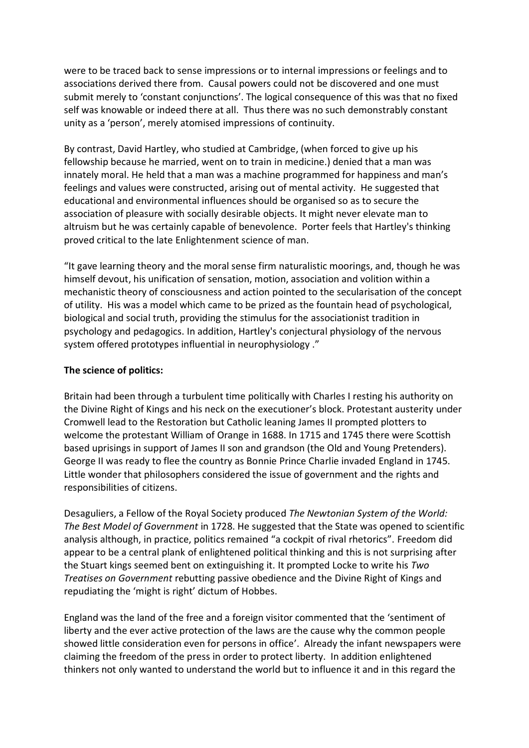were to be traced back to sense impressions or to internal impressions or feelings and to associations derived there from. Causal powers could not be discovered and one must submit merely to 'constant conjunctions'. The logical consequence of this was that no fixed self was knowable or indeed there at all. Thus there was no such demonstrably constant unity as a 'person', merely atomised impressions of continuity.

By contrast, David Hartley, who studied at Cambridge, (when forced to give up his fellowship because he married, went on to train in medicine.) denied that a man was innately moral. He held that a man was a machine programmed for happiness and man's feelings and values were constructed, arising out of mental activity. He suggested that educational and environmental influences should be organised so as to secure the association of pleasure with socially desirable objects. It might never elevate man to altruism but he was certainly capable of benevolence. Porter feels that Hartley's thinking proved critical to the late Enlightenment science of man.

"It gave learning theory and the moral sense firm naturalistic moorings, and, though he was himself devout, his unification of sensation, motion, association and volition within a mechanistic theory of consciousness and action pointed to the secularisation of the concept of utility. His was a model which came to be prized as the fountain head of psychological, biological and social truth, providing the stimulus for the associationist tradition in psychology and pedagogics. In addition, Hartley's conjectural physiology of the nervous system offered prototypes influential in neurophysiology ."

**The science of politics:**

Britain had been through a turbulent time politically with Charles I resting his authority on the Divine Right of Kings and his neck on the executioner's block. Protestant austerity under Cromwell lead to the Restoration but Catholic leaning James II prompted plotters to welcome the protestant William of Orange in 1688. In 1715 and 1745 there were Scottish based uprisings in support of James II son and grandson (the Old and Young Pretenders). George II was ready to flee the country as Bonnie Prince Charlie invaded England in 1745. Little wonder that philosophers considered the issue of government and the rights and responsibilities of citizens.

Desaguliers, a Fellow of the Royal Society produced *The Newtonian System of the World: The Best Model of Government* in 1728. He suggested that the State was opened to scientific analysis although, in practice, politics remained "a cockpit of rival rhetorics". Freedom did appear to be a central plank of enlightened political thinking and this is not surprising after the Stuart kings seemed bent on extinguishing it. It prompted Locke to write his *Two Treatises on Government* rebutting passive obedience and the Divine Right of Kings and repudiating the 'might is right' dictum of Hobbes.

England was the land of the free and a foreign visitor commented that the 'sentiment of liberty and the ever active protection of the laws are the cause why the common people showed little consideration even for persons in office'. Already the infant newspapers were claiming the freedom of the press in order to protect liberty. In addition enlightened thinkers not only wanted to understand the world but to influence it and in this regard the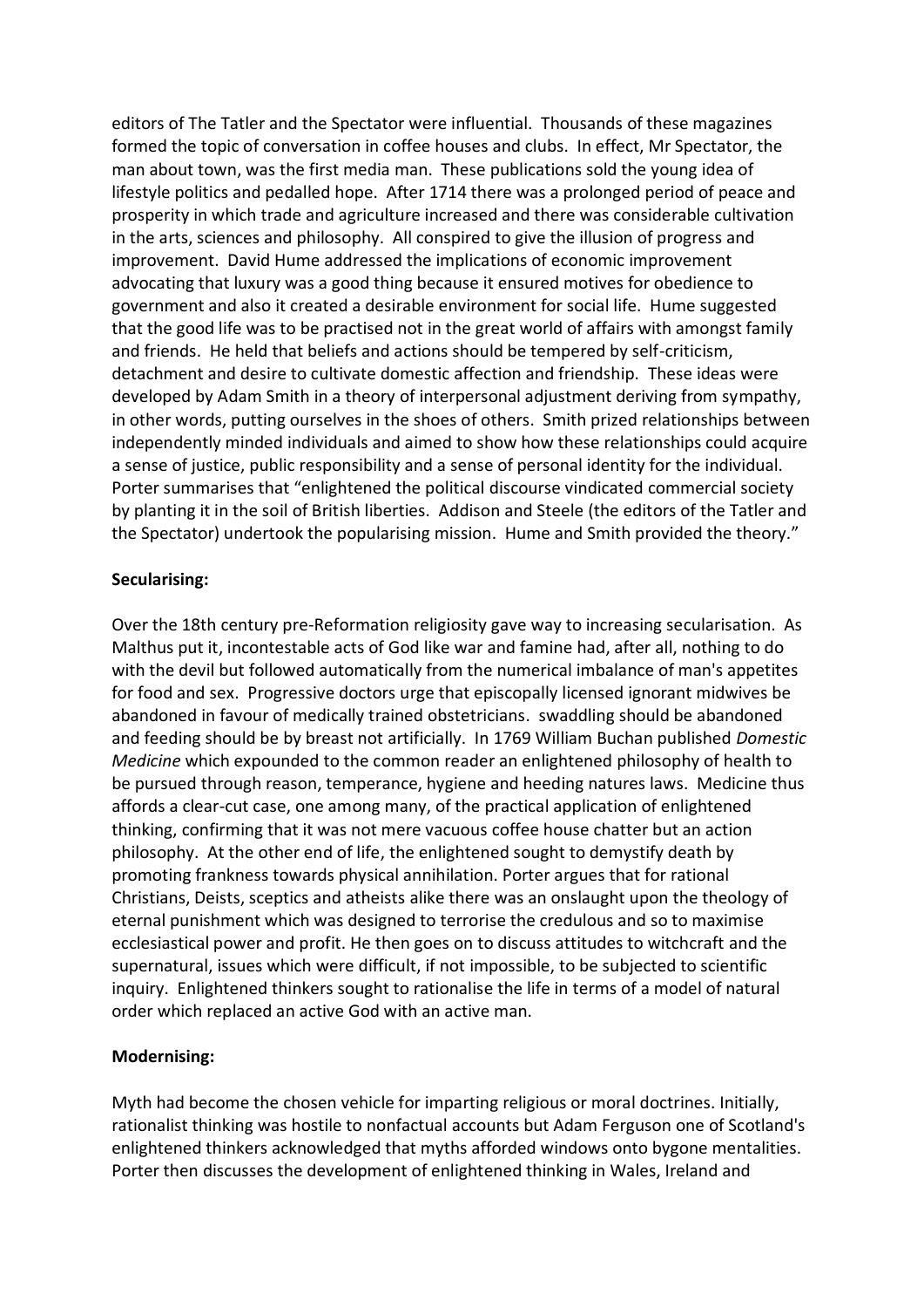editors of The Tatler and the Spectator were influential. Thousands of these magazines formed the topic of conversation in coffee houses and clubs. In effect, Mr Spectator, the man about town, was the first media man. These publications sold the young idea of lifestyle politics and pedalled hope. After 1714 there was a prolonged period of peace and prosperity in which trade and agriculture increased and there was considerable cultivation in the arts, sciences and philosophy. All conspired to give the illusion of progress and improvement. David Hume addressed the implications of economic improvement advocating that luxury was a good thing because it ensured motives for obedience to government and also it created a desirable environment for social life. Hume suggested that the good life was to be practised not in the great world of affairs with amongst family and friends. He held that beliefs and actions should be tempered by self-criticism, detachment and desire to cultivate domestic affection and friendship. These ideas were developed by Adam Smith in a theory of interpersonal adjustment deriving from sympathy, in other words, putting ourselves in the shoes of others. Smith prized relationships between independently minded individuals and aimed to show how these relationships could acquire a sense of justice, public responsibility and a sense of personal identity for the individual. Porter summarises that "enlightened the political discourse vindicated commercial society by planting it in the soil of British liberties. Addison and Steele (the editors of the Tatler and the Spectator) undertook the popularising mission. Hume and Smith provided the theory."

**Secularising:**

Over the 18th century pre-Reformation religiosity gave way to increasing secularisation. As Malthus put it, incontestable acts of God like war and famine had, after all, nothing to do with the devil but followed automatically from the numerical imbalance of man's appetites for food and sex. Progressive doctors urge that episcopally licensed ignorant midwives be abandoned in favour of medically trained obstetricians. swaddling should be abandoned and feeding should be by breast not artificially. In 1769 William Buchan published *Domestic Medicine* which expounded to the common reader an enlightened philosophy of health to be pursued through reason, temperance, hygiene and heeding natures laws. Medicine thus affords a clear-cut case, one among many, of the practical application of enlightened thinking, confirming that it was not mere vacuous coffee house chatter but an action philosophy. At the other end of life, the enlightened sought to demystify death by promoting frankness towards physical annihilation. Porter argues that for rational Christians, Deists, sceptics and atheists alike there was an onslaught upon the theology of eternal punishment which was designed to terrorise the credulous and so to maximise ecclesiastical power and profit. He then goes on to discuss attitudes to witchcraft and the supernatural, issues which were difficult, if not impossible, to be subjected to scientific inquiry. Enlightened thinkers sought to rationalise the life in terms of a model of natural order which replaced an active God with an active man.

**Modernising:**

Myth had become the chosen vehicle for imparting religious or moral doctrines. Initially, rationalist thinking was hostile to nonfactual accounts but Adam Ferguson one of Scotland's enlightened thinkers acknowledged that myths afforded windows onto bygone mentalities. Porter then discusses the development of enlightened thinking in Wales, Ireland and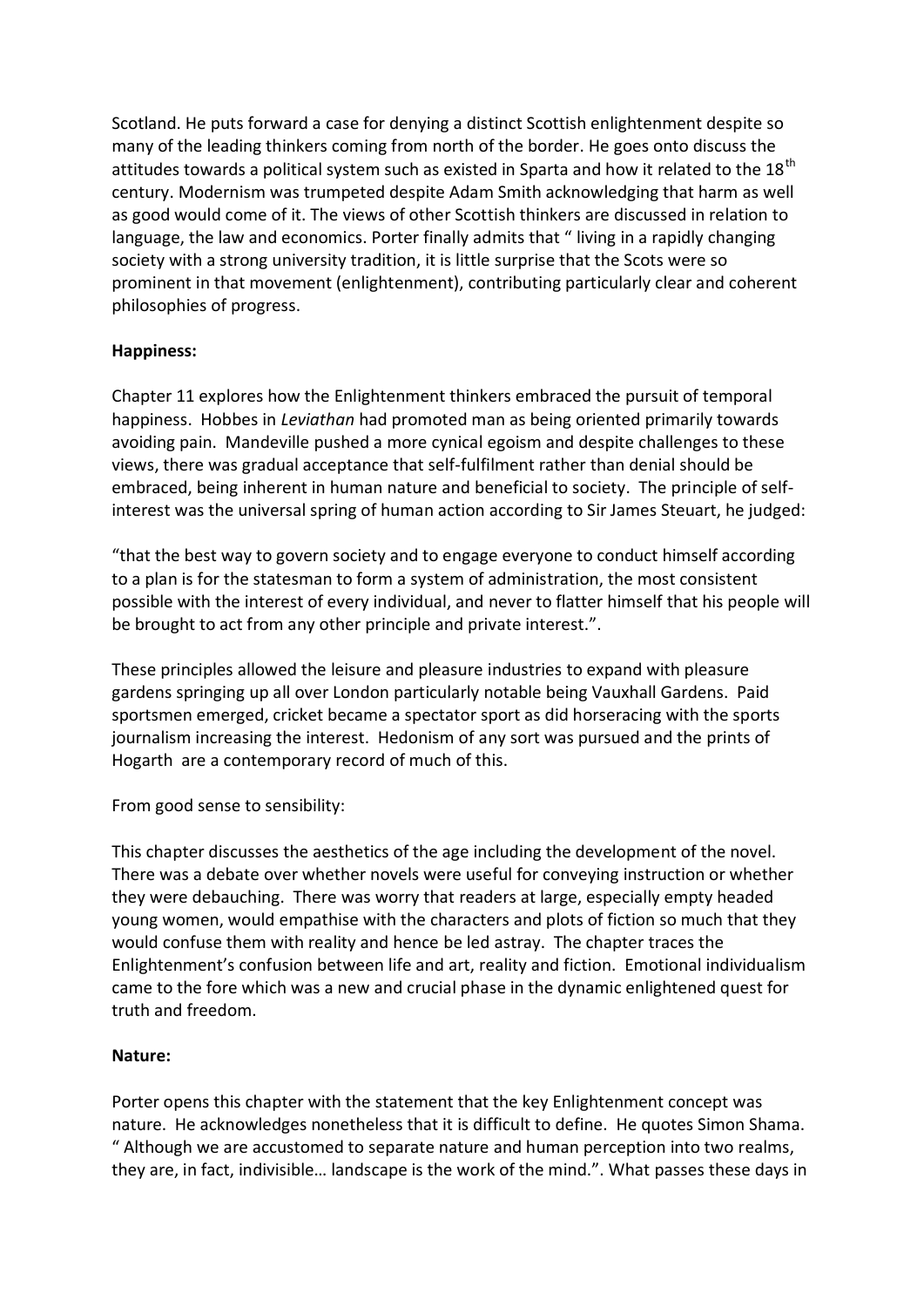Scotland. He puts forward a case for denying a distinct Scottish enlightenment despite so many of the leading thinkers coming from north of the border. He goes onto discuss the attitudes towards a political system such as existed in Sparta and how it related to the 18th century. Modernism was trumpeted despite Adam Smith acknowledging that harm as well as good would come of it. The views of other Scottish thinkers are discussed in relation to language, the law and economics. Porter finally admits that " living in a rapidly changing society with a strong university tradition, it is little surprise that the Scots were so prominent in that movement (enlightenment), contributing particularly clear and coherent philosophies of progress.

**Happiness:**

Chapter 11 explores how the Enlightenment thinkers embraced the pursuit of temporal happiness. Hobbes in *Leviathan* had promoted man as being oriented primarily towards avoiding pain. Mandeville pushed a more cynical egoism and despite challenges to these views, there was gradual acceptance that self-fulfilment rather than denial should be embraced, being inherent in human nature and beneficial to society. The principle of self-interest was the universal spring of human action according to Sir James Steuart, he judged:

"that the best way to govern society and to engage everyone to conduct himself according to a plan is for the statesman to form a system of administration, the most consistent possible with the interest of every individual, and never to flatter himself that his people will be brought to act from any other principle and private interest.".

These principles allowed the leisure and pleasure industries to expand with pleasure gardens springing up all over London particularly notable being Vauxhall Gardens. Paid sportsmen emerged, cricket became a spectator sport as did horseracing with the sports journalism increasing the interest. Hedonism of any sort was pursued and the prints of Hogarth are a contemporary record of much of this.

From good sense to sensibility:

This chapter discusses the aesthetics of the age including the development of the novel. There was a debate over whether novels were useful for conveying instruction or whether they were debauching. There was worry that readers at large, especially empty headed young women, would empathise with the characters and plots of fiction so much that they would confuse them with reality and hence be led astray. The chapter traces the Enlightenment's confusion between life and art, reality and fiction. Emotional individualism came to the fore which was a new and crucial phase in the dynamic enlightened quest for truth and freedom.

**Nature:**

Porter opens this chapter with the statement that the key Enlightenment concept was nature. He acknowledges nonetheless that it is difficult to define. He quotes Simon Shama. " Although we are accustomed to separate nature and human perception into two realms, they are, in fact, indivisible… landscape is the work of the mind.". What passes these days in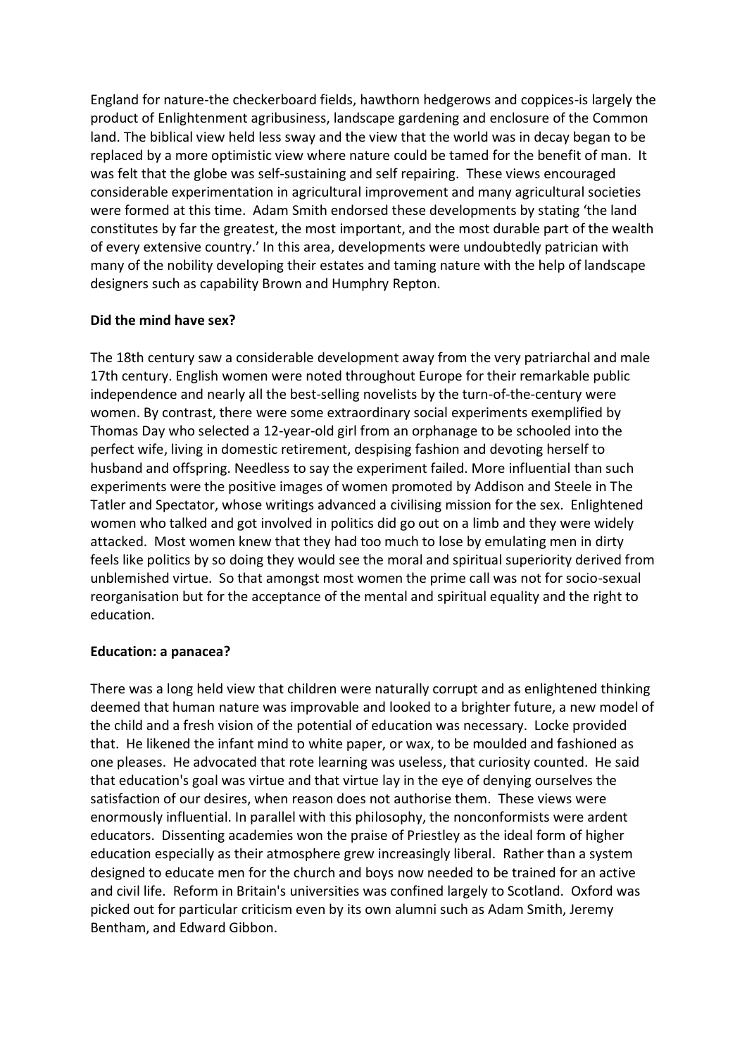England for nature-the checkerboard fields, hawthorn hedgerows and coppices-is largely the product of Enlightenment agribusiness, landscape gardening and enclosure of the Common land. The biblical view held less sway and the view that the world was in decay began to be replaced by a more optimistic view where nature could be tamed for the benefit of man. It was felt that the globe was self-sustaining and self repairing. These views encouraged considerable experimentation in agricultural improvement and many agricultural societies were formed at this time. Adam Smith endorsed these developments by stating 'the land constitutes by far the greatest, the most important, and the most durable part of the wealth of every extensive country.' In this area, developments were undoubtedly patrician with many of the nobility developing their estates and taming nature with the help of landscape designers such as capability Brown and Humphry Repton.

**Did the mind have sex?**

The 18th century saw a considerable development away from the very patriarchal and male 17th century. English women were noted throughout Europe for their remarkable public independence and nearly all the best-selling novelists by the turn-of-the-century were women. By contrast, there were some extraordinary social experiments exemplified by Thomas Day who selected a 12-year-old girl from an orphanage to be schooled into the perfect wife, living in domestic retirement, despising fashion and devoting herself to husband and offspring. Needless to say the experiment failed. More influential than such experiments were the positive images of women promoted by Addison and Steele in The Tatler and Spectator, whose writings advanced a civilising mission for the sex. Enlightened women who talked and got involved in politics did go out on a limb and they were widely attacked. Most women knew that they had too much to lose by emulating men in dirty feels like politics by so doing they would see the moral and spiritual superiority derived from unblemished virtue. So that amongst most women the prime call was not for socio-sexual reorganisation but for the acceptance of the mental and spiritual equality and the right to education.

**Education: a panacea?**

There was a long held view that children were naturally corrupt and as enlightened thinking deemed that human nature was improvable and looked to a brighter future, a new model of the child and a fresh vision of the potential of education was necessary. Locke provided that. He likened the infant mind to white paper, or wax, to be moulded and fashioned as one pleases. He advocated that rote learning was useless, that curiosity counted. He said that education's goal was virtue and that virtue lay in the eye of denying ourselves the satisfaction of our desires, when reason does not authorise them. These views were enormously influential. In parallel with this philosophy, the nonconformists were ardent educators. Dissenting academies won the praise of Priestley as the ideal form of higher education especially as their atmosphere grew increasingly liberal. Rather than a system designed to educate men for the church and boys now needed to be trained for an active and civil life. Reform in Britain's universities was confined largely to Scotland. Oxford was picked out for particular criticism even by its own alumni such as Adam Smith, Jeremy Bentham, and Edward Gibbon.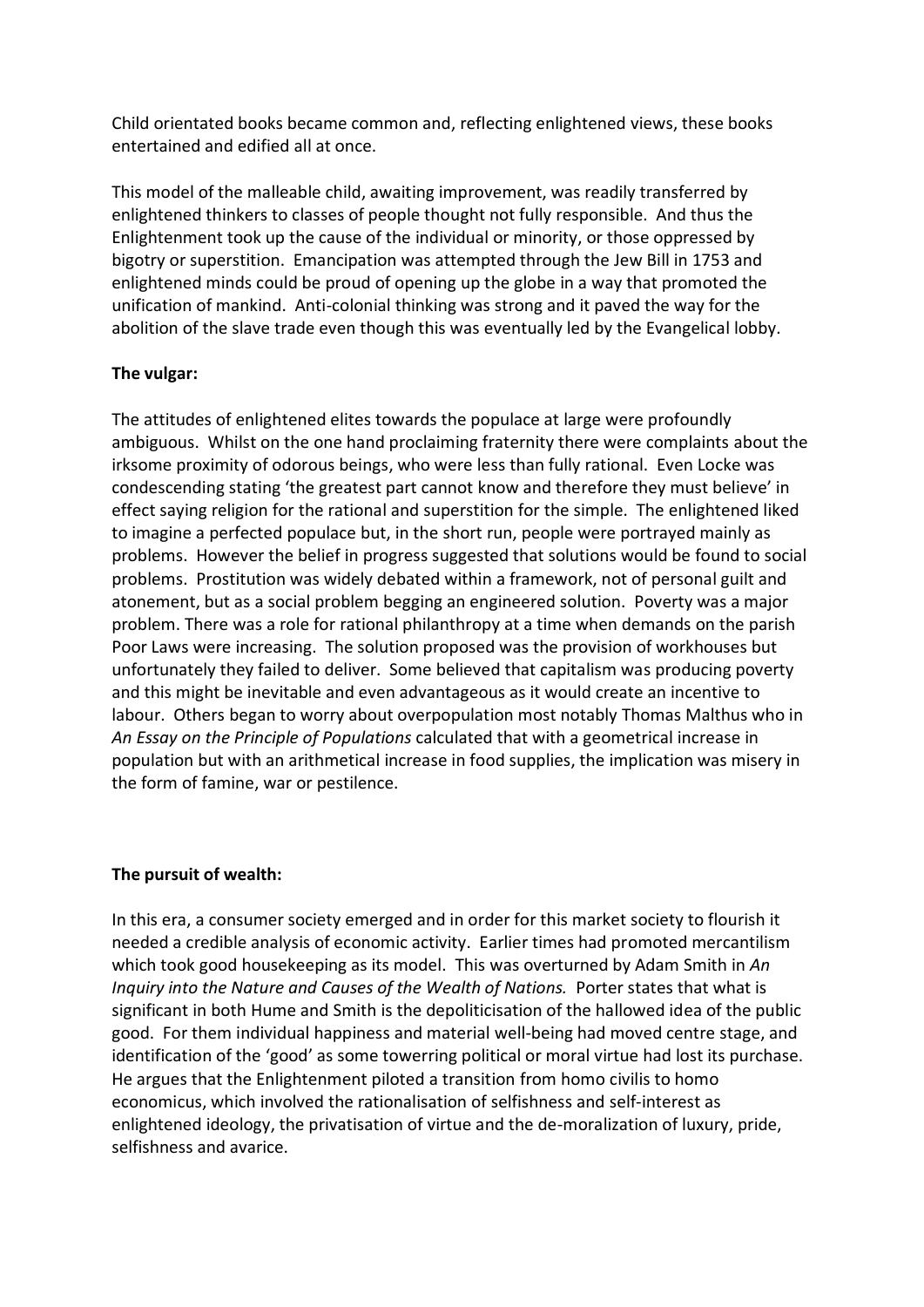Child orientated books became common and, reflecting enlightened views, these books entertained and edified all at once.

This model of the malleable child, awaiting improvement, was readily transferred by enlightened thinkers to classes of people thought not fully responsible. And thus the Enlightenment took up the cause of the individual or minority, or those oppressed by bigotry or superstition. Emancipation was attempted through the Jew Bill in 1753 and enlightened minds could be proud of opening up the globe in a way that promoted the unification of mankind. Anti-colonial thinking was strong and it paved the way for the abolition of the slave trade even though this was eventually led by the Evangelical lobby.

**The vulgar:**

The attitudes of enlightened elites towards the populace at large were profoundly ambiguous. Whilst on the one hand proclaiming fraternity there were complaints about the irksome proximity of odorous beings, who were less than fully rational. Even Locke was condescending stating 'the greatest part cannot know and therefore they must believe' in effect saying religion for the rational and superstition for the simple. The enlightened liked to imagine a perfected populace but, in the short run, people were portrayed mainly as problems. However the belief in progress suggested that solutions would be found to social problems. Prostitution was widely debated within a framework, not of personal guilt and atonement, but as a social problem begging an engineered solution. Poverty was a major problem. There was a role for rational philanthropy at a time when demands on the parish Poor Laws were increasing. The solution proposed was the provision of workhouses but unfortunately they failed to deliver. Some believed that capitalism was producing poverty and this might be inevitable and even advantageous as it would create an incentive to labour. Others began to worry about overpopulation most notably Thomas Malthus who in *An Essay on the Principle of Populations* calculated that with a geometrical increase in population but with an arithmetical increase in food supplies, the implication was misery in the form of famine, war or pestilence.

**The pursuit of wealth:**

In this era, a consumer society emerged and in order for this market society to flourish it needed a credible analysis of economic activity. Earlier times had promoted mercantilism which took good housekeeping as its model. This was overturned by Adam Smith in *An Inquiry into the Nature and Causes of the Wealth of Nations.* Porter states that what is significant in both Hume and Smith is the depoliticisation of the hallowed idea of the public good. For them individual happiness and material well-being had moved centre stage, and identification of the 'good' as some towerring political or moral virtue had lost its purchase. He argues that the Enlightenment piloted a transition from homo civilis to homo economicus, which involved the rationalisation of selfishness and self-interest as enlightened ideology, the privatisation of virtue and the de-moralization of luxury, pride, selfishness and avarice.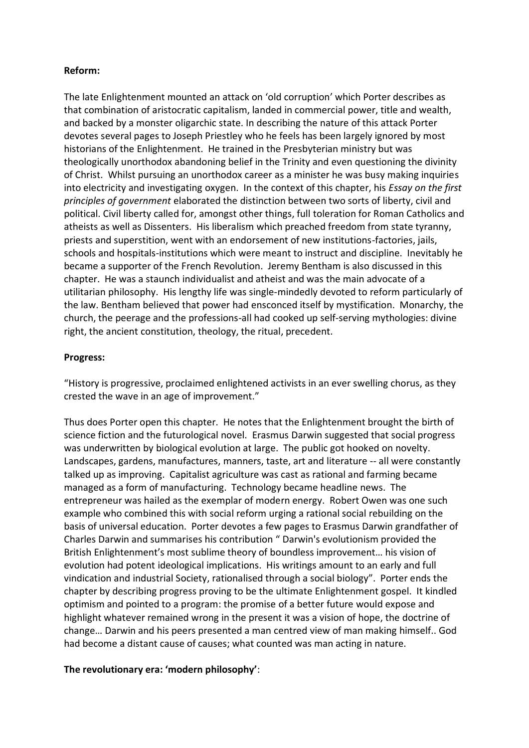**Reform:**

The late Enlightenment mounted an attack on 'old corruption' which Porter describes as that combination of aristocratic capitalism, landed in commercial power, title and wealth, and backed by a monster oligarchic state. In describing the nature of this attack Porter devotes several pages to Joseph Priestley who he feels has been largely ignored by most historians of the Enlightenment. He trained in the Presbyterian ministry but was theologically unorthodox abandoning belief in the Trinity and even questioning the divinity of Christ. Whilst pursuing an unorthodox career as a minister he was busy making inquiries into electricity and investigating oxygen. In the context of this chapter, his *Essay on the first principles of government* elaborated the distinction between two sorts of liberty, civil and political. Civil liberty called for, amongst other things, full toleration for Roman Catholics and atheists as well as Dissenters. His liberalism which preached freedom from state tyranny, priests and superstition, went with an endorsement of new institutions-factories, jails, schools and hospitals-institutions which were meant to instruct and discipline. Inevitably he became a supporter of the French Revolution. Jeremy Bentham is also discussed in this chapter. He was a staunch individualist and atheist and was the main advocate of a utilitarian philosophy. His lengthy life was single-mindedly devoted to reform particularly of the law. Bentham believed that power had ensconced itself by mystification. Monarchy, the church, the peerage and the professions-all had cooked up self-serving mythologies: divine right, the ancient constitution, theology, the ritual, precedent.

**Progress:**

"History is progressive, proclaimed enlightened activists in an ever swelling chorus, as they crested the wave in an age of improvement."

Thus does Porter open this chapter. He notes that the Enlightenment brought the birth of science fiction and the futurological novel. Erasmus Darwin suggested that social progress was underwritten by biological evolution at large. The public got hooked on novelty. Landscapes, gardens, manufactures, manners, taste, art and literature -- all were constantly talked up as improving. Capitalist agriculture was cast as rational and farming became managed as a form of manufacturing. Technology became headline news. The entrepreneur was hailed as the exemplar of modern energy. Robert Owen was one such example who combined this with social reform urging a rational social rebuilding on the basis of universal education. Porter devotes a few pages to Erasmus Darwin grandfather of Charles Darwin and summarises his contribution " Darwin's evolutionism provided the British Enlightenment's most sublime theory of boundless improvement… his vision of evolution had potent ideological implications. His writings amount to an early and full vindication and industrial Society, rationalised through a social biology". Porter ends the chapter by describing progress proving to be the ultimate Enlightenment gospel. It kindled optimism and pointed to a program: the promise of a better future would expose and highlight whatever remained wrong in the present it was a vision of hope, the doctrine of change… Darwin and his peers presented a man centred view of man making himself.. God had become a distant cause of causes; what counted was man acting in nature.

**The revolutionary era: 'modern philosophy'**: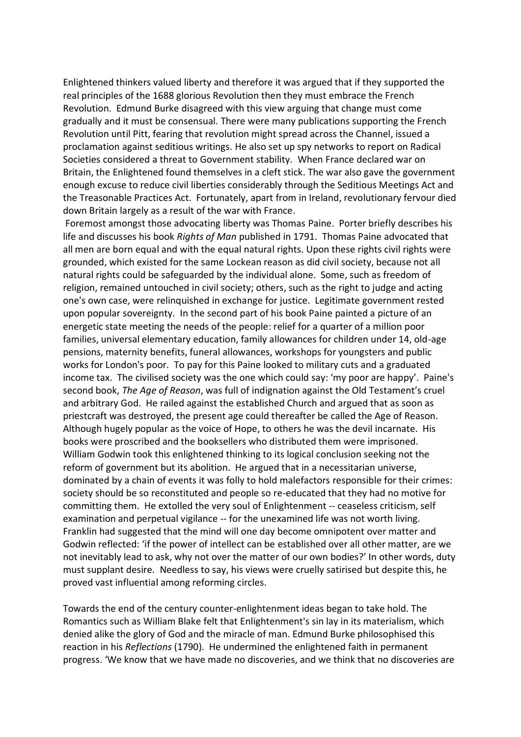Enlightened thinkers valued liberty and therefore it was argued that if they supported the real principles of the 1688 glorious Revolution then they must embrace the French Revolution. Edmund Burke disagreed with this view arguing that change must come gradually and it must be consensual. There were many publications supporting the French Revolution until Pitt, fearing that revolution might spread across the Channel, issued a proclamation against seditious writings. He also set up spy networks to report on Radical Societies considered a threat to Government stability. When France declared war on Britain, the Enlightened found themselves in a cleft stick. The war also gave the government enough excuse to reduce civil liberties considerably through the Seditious Meetings Act and the Treasonable Practices Act. Fortunately, apart from in Ireland, revolutionary fervour died down Britain largely as a result of the war with France.

Foremost amongst those advocating liberty was Thomas Paine. Porter briefly describes his life and discusses his book *Rights of Man* published in 1791. Thomas Paine advocated that all men are born equal and with the equal natural rights. Upon these rights civil rights were grounded, which existed for the same Lockean reason as did civil society, because not all natural rights could be safeguarded by the individual alone. Some, such as freedom of religion, remained untouched in civil society; others, such as the right to judge and acting one's own case, were relinquished in exchange for justice. Legitimate government rested upon popular sovereignty. In the second part of his book Paine painted a picture of an energetic state meeting the needs of the people: relief for a quarter of a million poor families, universal elementary education, family allowances for children under 14, old-age pensions, maternity benefits, funeral allowances, workshops for youngsters and public works for London's poor. To pay for this Paine looked to military cuts and a graduated income tax. The civilised society was the one which could say: 'my poor are happy'. Paine's second book, *The Age of Reason*, was full of indignation against the Old Testament's cruel and arbitrary God. He railed against the established Church and argued that as soon as priestcraft was destroyed, the present age could thereafter be called the Age of Reason. Although hugely popular as the voice of Hope, to others he was the devil incarnate. His books were proscribed and the booksellers who distributed them were imprisoned. William Godwin took this enlightened thinking to its logical conclusion seeking not the reform of government but its abolition. He argued that in a necessitarian universe, dominated by a chain of events it was folly to hold malefactors responsible for their crimes: society should be so reconstituted and people so re-educated that they had no motive for committing them. He extolled the very soul of Enlightenment -- ceaseless criticism, self examination and perpetual vigilance -- for the unexamined life was not worth living. Franklin had suggested that the mind will one day become omnipotent over matter and Godwin reflected: 'if the power of intellect can be established over all other matter, are we not inevitably lead to ask, why not over the matter of our own bodies?' In other words, duty must supplant desire. Needless to say, his views were cruelly satirised but despite this, he proved vast influential among reforming circles.

Towards the end of the century counter-enlightenment ideas began to take hold. The Romantics such as William Blake felt that Enlightenment's sin lay in its materialism, which denied alike the glory of God and the miracle of man. Edmund Burke philosophised this reaction in his *Reflections* (1790). He undermined the enlightened faith in permanent progress. 'We know that we have made no discoveries, and we think that no discoveries are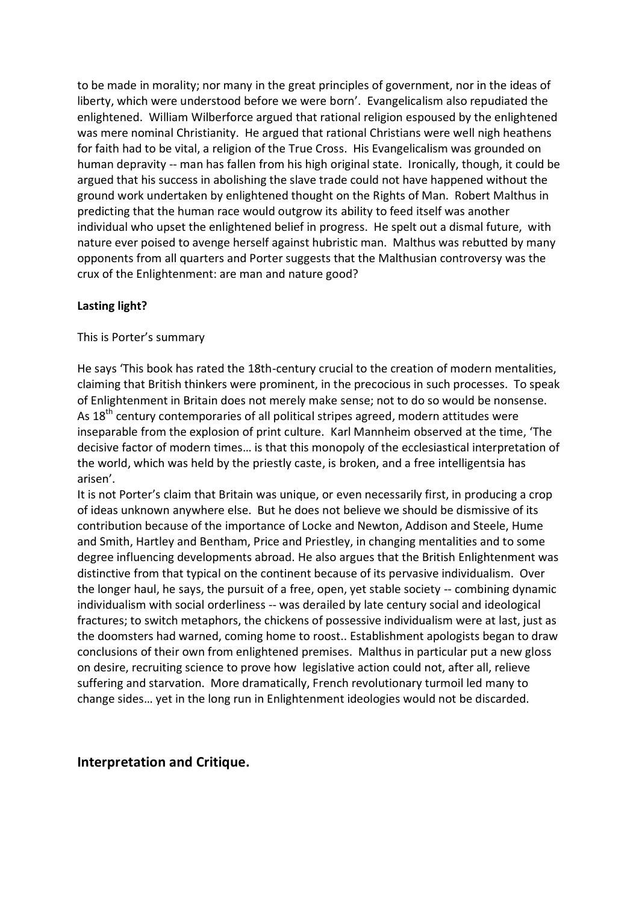to be made in morality; nor many in the great principles of government, nor in the ideas of liberty, which were understood before we were born'. Evangelicalism also repudiated the enlightened. William Wilberforce argued that rational religion espoused by the enlightened was mere nominal Christianity. He argued that rational Christians were well nigh heathens for faith had to be vital, a religion of the True Cross. His Evangelicalism was grounded on human depravity -- man has fallen from his high original state. Ironically, though, it could be argued that his success in abolishing the slave trade could not have happened without the ground work undertaken by enlightened thought on the Rights of Man. Robert Malthus in predicting that the human race would outgrow its ability to feed itself was another individual who upset the enlightened belief in progress. He spelt out a dismal future, with nature ever poised to avenge herself against hubristic man. Malthus was rebutted by many opponents from all quarters and Porter suggests that the Malthusian controversy was the crux of the Enlightenment: are man and nature good?

**Lasting light?**

This is Porter's summary

He says 'This book has rated the 18th-century crucial to the creation of modern mentalities, claiming that British thinkers were prominent, in the precocious in such processes. To speak of Enlightenment in Britain does not merely make sense; not to do so would be nonsense. As 18th century contemporaries of all political stripes agreed, modern attitudes were inseparable from the explosion of print culture. Karl Mannheim observed at the time, 'The decisive factor of modern times… is that this monopoly of the ecclesiastical interpretation of the world, which was held by the priestly caste, is broken, and a free intelligentsia has arisen'.

It is not Porter's claim that Britain was unique, or even necessarily first, in producing a crop of ideas unknown anywhere else. But he does not believe we should be dismissive of its contribution because of the importance of Locke and Newton, Addison and Steele, Hume and Smith, Hartley and Bentham, Price and Priestley, in changing mentalities and to some degree influencing developments abroad. He also argues that the British Enlightenment was distinctive from that typical on the continent because of its pervasive individualism. Over the longer haul, he says, the pursuit of a free, open, yet stable society -- combining dynamic individualism with social orderliness -- was derailed by late century social and ideological fractures; to switch metaphors, the chickens of possessive individualism were at last, just as the doomsters had warned, coming home to roost.. Establishment apologists began to draw conclusions of their own from enlightened premises. Malthus in particular put a new gloss on desire, recruiting science to prove how legislative action could not, after all, relieve suffering and starvation. More dramatically, French revolutionary turmoil led many to change sides… yet in the long run in Enlightenment ideologies would not be discarded.

## Interpretation and Critique.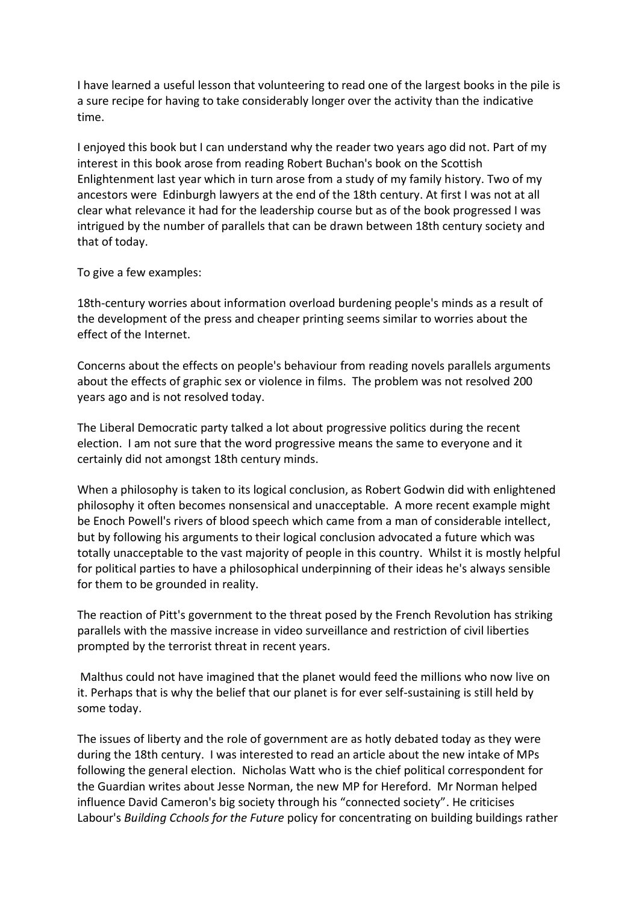I have learned a useful lesson that volunteering to read one of the largest books in the pile is a sure recipe for having to take considerably longer over the activity than the indicative time.

I enjoyed this book but I can understand why the reader two years ago did not. Part of my interest in this book arose from reading Robert Buchan's book on the Scottish Enlightenment last year which in turn arose from a study of my family history. Two of my ancestors were Edinburgh lawyers at the end of the 18th century. At first I was not at all clear what relevance it had for the leadership course but as of the book progressed I was intrigued by the number of parallels that can be drawn between 18th century society and that of today.

To give a few examples:

18th-century worries about information overload burdening people's minds as a result of the development of the press and cheaper printing seems similar to worries about the effect of the Internet.

Concerns about the effects on people's behaviour from reading novels parallels arguments about the effects of graphic sex or violence in films. The problem was not resolved 200 years ago and is not resolved today.

The Liberal Democratic party talked a lot about progressive politics during the recent election. I am not sure that the word progressive means the same to everyone and it certainly did not amongst 18th century minds.

When a philosophy is taken to its logical conclusion, as Robert Godwin did with enlightened philosophy it often becomes nonsensical and unacceptable. A more recent example might be Enoch Powell's rivers of blood speech which came from a man of considerable intellect, but by following his arguments to their logical conclusion advocated a future which was totally unacceptable to the vast majority of people in this country. Whilst it is mostly helpful for political parties to have a philosophical underpinning of their ideas he's always sensible for them to be grounded in reality.

The reaction of Pitt's government to the threat posed by the French Revolution has striking parallels with the massive increase in video surveillance and restriction of civil liberties prompted by the terrorist threat in recent years.

Malthus could not have imagined that the planet would feed the millions who now live on it. Perhaps that is why the belief that our planet is for ever self-sustaining is still held by some today.

The issues of liberty and the role of government are as hotly debated today as they were during the 18th century. I was interested to read an article about the new intake of MPs following the general election. Nicholas Watt who is the chief political correspondent for the Guardian writes about Jesse Norman, the new MP for Hereford. Mr Norman helped influence David Cameron's big society through his "connected society". He criticises Labour's *Building Cchools for the Future* policy for concentrating on building buildings rather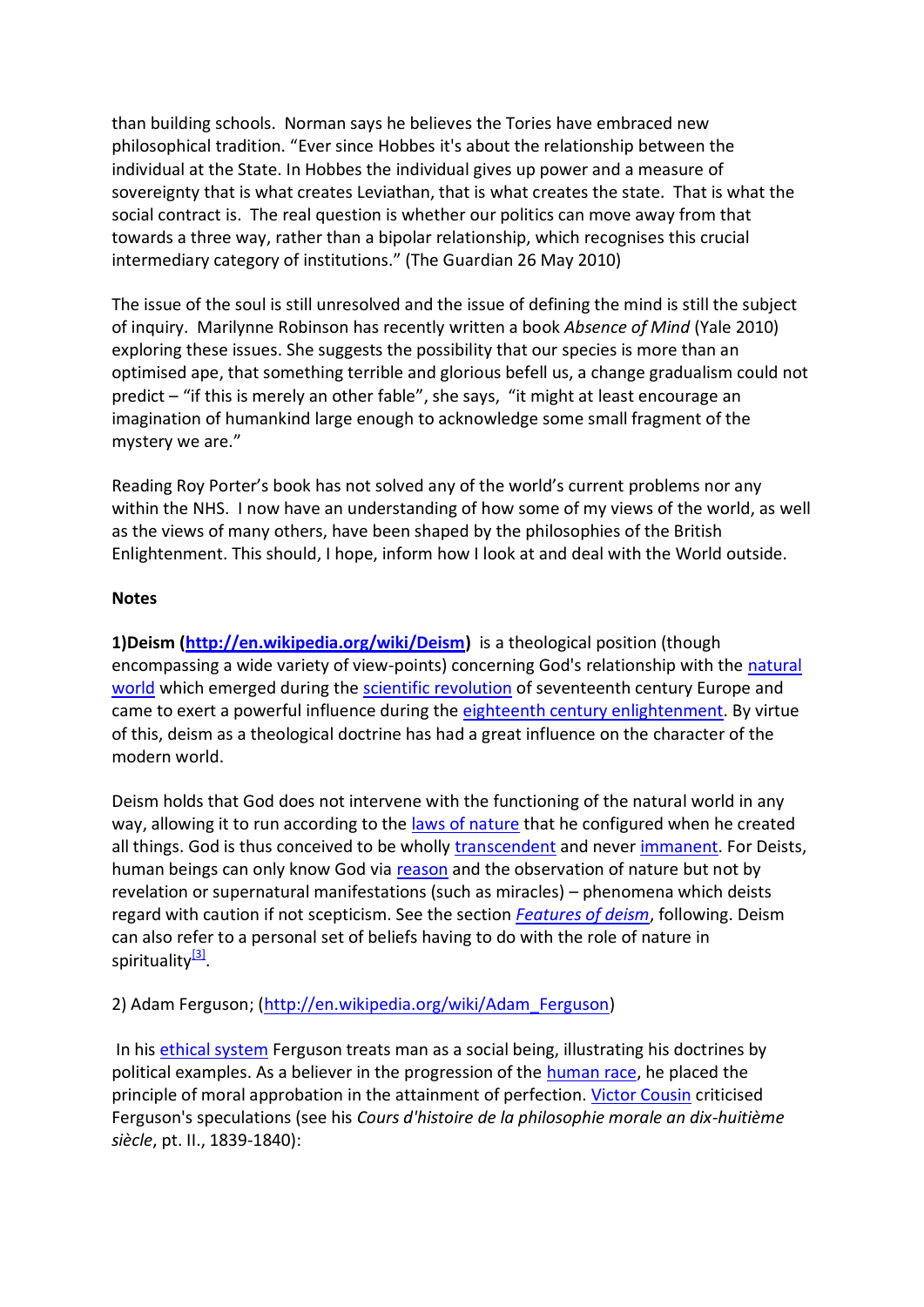than building schools. Norman says he believes the Tories have embraced new philosophical tradition. "Ever since Hobbes it's about the relationship between the individual at the State. In Hobbes the individual gives up power and a measure of sovereignty that is what creates Leviathan, that is what creates the state. That is what the social contract is. The real question is whether our politics can move away from that towards a three way, rather than a bipolar relationship, which recognises this crucial intermediary category of institutions." (The Guardian 26 May 2010)

The issue of the soul is still unresolved and the issue of defining the mind is still the subject of inquiry. Marilynne Robinson has recently written a book *Absence of Mind* (Yale 2010) exploring these issues. She suggests the possibility that our species is more than an optimised ape, that something terrible and glorious befell us, a change gradualism could not predict – "if this is merely an other fable", she says, "it might at least encourage an imagination of humankind large enough to acknowledge some small fragment of the mystery we are."

Reading Roy Porter's book has not solved any of the world's current problems nor any within the NHS. I now have an understanding of how some of my views of the world, as well as the views of many others, have been shaped by the philosophies of the British Enlightenment. This should, I hope, inform how I look at and deal with the World outside.

**Notes**

**1)Deism (http://en.wikipedia.org/wiki/Deism)** is a theological position (though encompassing a wide variety of view-points) concerning God's relationship with the natural world which emerged during the scientific revolution of seventeenth century Europe and came to exert a powerful influence during the eighteenth century enlightenment. By virtue of this, deism as a theological doctrine has had a great influence on the character of the modern world.

Deism holds that God does not intervene with the functioning of the natural world in any way, allowing it to run according to the laws of nature that he configured when he created all things. God is thus conceived to be wholly transcendent and never immanent. For Deists, human beings can only know God via reason and the observation of nature but not by revelation or supernatural manifestations (such as miracles) – phenomena which deists regard with caution if not scepticism. See the section *Features of deism*, following. Deism can also refer to a personal set of beliefs having to do with the role of nature in spirituality[3].

2) Adam Ferguson; (http://en.wikipedia.org/wiki/Adam_Ferguson)

In his ethical system Ferguson treats man as a social being, illustrating his doctrines by political examples. As a believer in the progression of the human race, he placed the principle of moral approbation in the attainment of perfection. Victor Cousin criticised Ferguson's speculations (see his *Cours d'histoire de la philosophie morale an dix-huitième siècle*, pt. II., 1839-1840):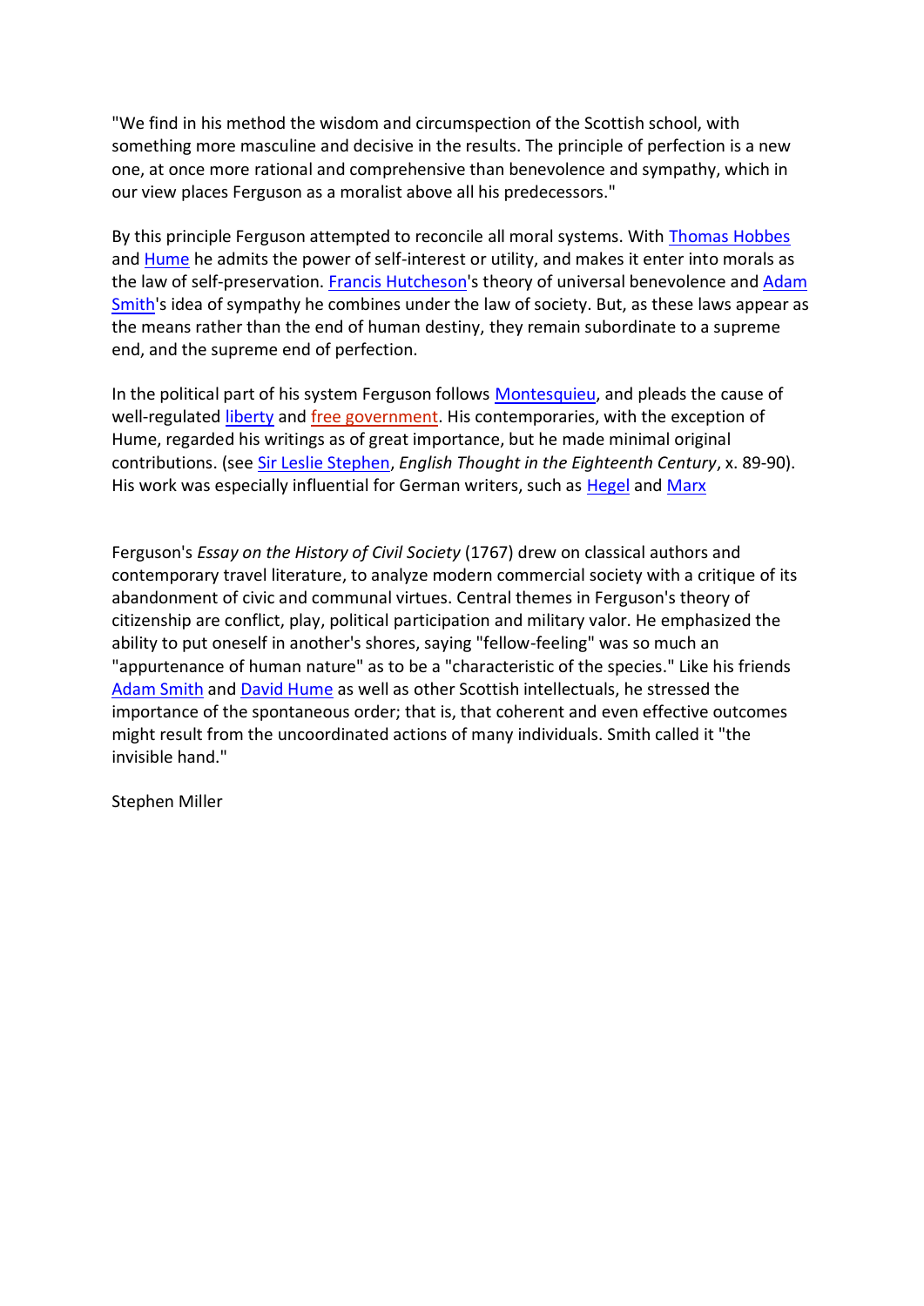"We find in his method the wisdom and circumspection of the Scottish school, with something more masculine and decisive in the results. The principle of perfection is a new one, at once more rational and comprehensive than benevolence and sympathy, which in our view places Ferguson as a moralist above all his predecessors."

By this principle Ferguson attempted to reconcile all moral systems. With Thomas Hobbes and Hume he admits the power of self-interest or utility, and makes it enter into morals as the law of self-preservation. Francis Hutcheson's theory of universal benevolence and Adam Smith's idea of sympathy he combines under the law of society. But, as these laws appear as the means rather than the end of human destiny, they remain subordinate to a supreme end, and the supreme end of perfection.

In the political part of his system Ferguson follows Montesquieu, and pleads the cause of well-regulated liberty and free government. His contemporaries, with the exception of Hume, regarded his writings as of great importance, but he made minimal original contributions. (see Sir Leslie Stephen, *English Thought in the Eighteenth Century*, x. 89-90). His work was especially influential for German writers, such as Hegel and Marx

Ferguson's *Essay on the History of Civil Society* (1767) drew on classical authors and contemporary travel literature, to analyze modern commercial society with a critique of its abandonment of civic and communal virtues. Central themes in Ferguson's theory of citizenship are conflict, play, political participation and military valor. He emphasized the ability to put oneself in another's shores, saying "fellow-feeling" was so much an "appurtenance of human nature" as to be a "characteristic of the species." Like his friends Adam Smith and David Hume as well as other Scottish intellectuals, he stressed the importance of the spontaneous order; that is, that coherent and even effective outcomes might result from the uncoordinated actions of many individuals. Smith called it "the invisible hand."

Stephen Miller